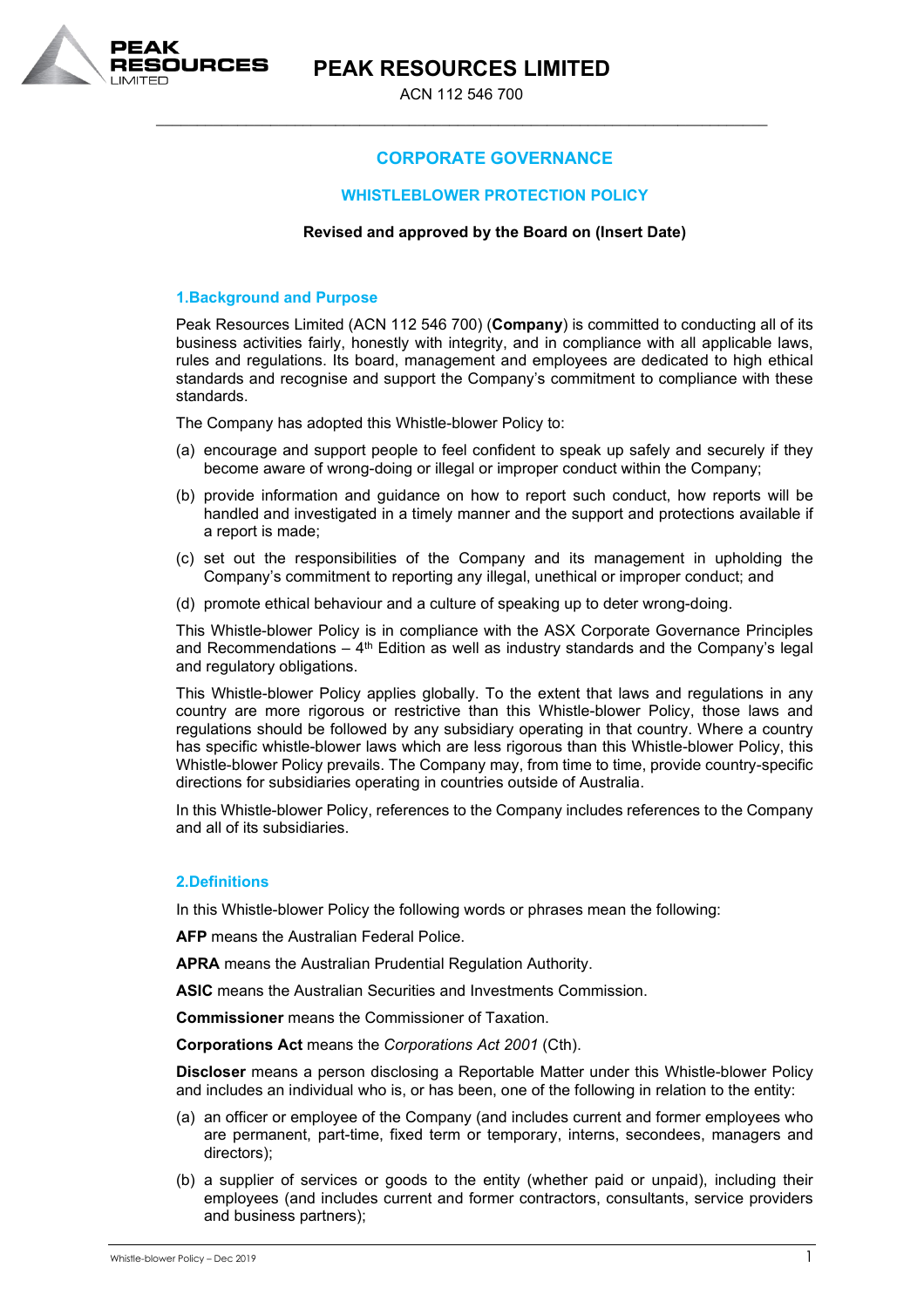# PEAK RESOURCES LIMITED

ACN 112 546 700

## CORPORATE GOVERNANCE

## WHISTLEBLOWER PROTECTION POLICY

**Revised and approved by the Board on (Insert Date)**

### 1.Background and Purpose

Peak Resources Limited (ACN 112 546 700) (**Company**) is committed to conducting all of its business activities fairly, honestly with integrity, and in compliance with all applicable laws, rules and regulations. Its board, management and employees are dedicated to high ethical standards and recognise and support the Company's commitment to compliance with these standards.

The Company has adopted this Whistle-blower Policy to:

(a) encourage and support people to feel confident to speak up safely and securely if they become aware of wrong-doing or illegal or improper conduct within the Company;

(b) provide information and guidance on how to report such conduct, how reports will be handled and investigated in a timely manner and the support and protections available if a report is made;

(c) set out the responsibilities of the Company and its management in upholding the Company's commitment to reporting any illegal, unethical or improper conduct; and

(d) promote ethical behaviour and a culture of speaking up to deter wrong-doing.

This Whistle-blower Policy is in compliance with the ASX Corporate Governance Principles and Recommendations – 4th Edition as well as industry standards and the Company's legal and regulatory obligations.

This Whistle-blower Policy applies globally. To the extent that laws and regulations in any country are more rigorous or restrictive than this Whistle-blower Policy, those laws and regulations should be followed by any subsidiary operating in that country. Where a country has specific whistle-blower laws which are less rigorous than this Whistle-blower Policy, this Whistle-blower Policy prevails. The Company may, from time to time, provide country-specific directions for subsidiaries operating in countries outside of Australia.

In this Whistle-blower Policy, references to the Company includes references to the Company and all of its subsidiaries.

### 2.Definitions

In this Whistle-blower Policy the following words or phrases mean the following:

**AFP** means the Australian Federal Police.

**APRA** means the Australian Prudential Regulation Authority.

**ASIC** means the Australian Securities and Investments Commission.

**Commissioner** means the Commissioner of Taxation.

**Corporations Act** means the *Corporations Act 2001* (Cth).

**Discloser** means a person disclosing a Reportable Matter under this Whistle-blower Policy and includes an individual who is, or has been, one of the following in relation to the entity:

(a) an officer or employee of the Company (and includes current and former employees who are permanent, part-time, fixed term or temporary, interns, secondees, managers and directors);

(b) a supplier of services or goods to the entity (whether paid or unpaid), including their employees (and includes current and former contractors, consultants, service providers and business partners);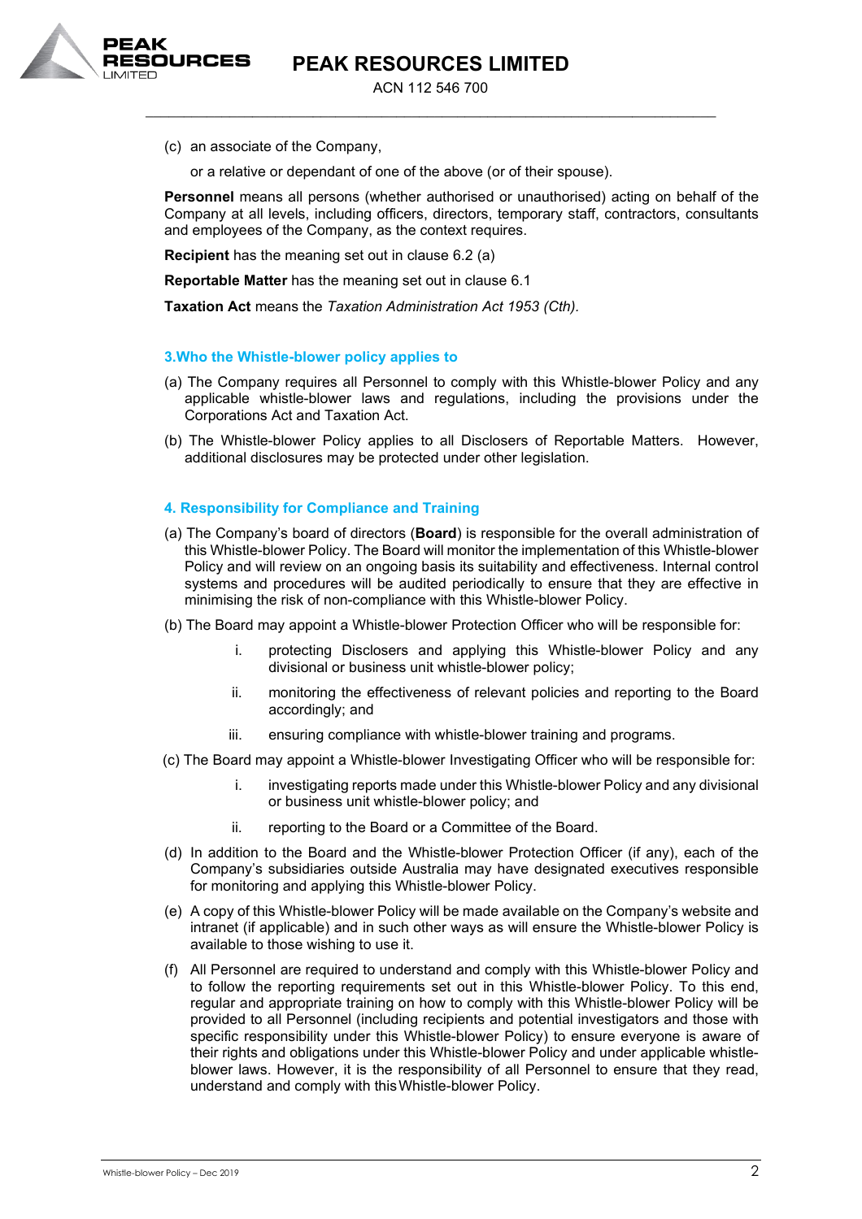(c) an associate of the Company,

or a relative or dependant of one of the above (or of their spouse).

**Personnel** means all persons (whether authorised or unauthorised) acting on behalf of the Company at all levels, including officers, directors, temporary staff, contractors, consultants and employees of the Company, as the context requires.

**Recipient** has the meaning set out in clause 6.2 (a)

**Reportable Matter** has the meaning set out in clause 6.1

**Taxation Act** means the *Taxation Administration Act 1953 (Cth)*.

## 3.Who the Whistle-blower policy applies to

(a) The Company requires all Personnel to comply with this Whistle-blower Policy and any applicable whistle-blower laws and regulations, including the provisions under the Corporations Act and Taxation Act.

(b) The Whistle-blower Policy applies to all Disclosers of Reportable Matters. However, additional disclosures may be protected under other legislation.

## 4. Responsibility for Compliance and Training

(a) The Company's board of directors (**Board**) is responsible for the overall administration of this Whistle-blower Policy. The Board will monitor the implementation of this Whistle-blower Policy and will review on an ongoing basis its suitability and effectiveness. Internal control systems and procedures will be audited periodically to ensure that they are effective in minimising the risk of non-compliance with this Whistle-blower Policy.

(b) The Board may appoint a Whistle-blower Protection Officer who will be responsible for:

i. protecting Disclosers and applying this Whistle-blower Policy and any divisional or business unit whistle-blower policy;

ii. monitoring the effectiveness of relevant policies and reporting to the Board accordingly; and

iii. ensuring compliance with whistle-blower training and programs.

(c) The Board may appoint a Whistle-blower Investigating Officer who will be responsible for:

i. investigating reports made under this Whistle-blower Policy and any divisional or business unit whistle-blower policy; and

ii. reporting to the Board or a Committee of the Board.

(d) In addition to the Board and the Whistle-blower Protection Officer (if any), each of the Company's subsidiaries outside Australia may have designated executives responsible for monitoring and applying this Whistle-blower Policy.

(e) A copy of this Whistle-blower Policy will be made available on the Company's website and intranet (if applicable) and in such other ways as will ensure the Whistle-blower Policy is available to those wishing to use it.

(f) All Personnel are required to understand and comply with this Whistle-blower Policy and to follow the reporting requirements set out in this Whistle-blower Policy. To this end, regular and appropriate training on how to comply with this Whistle-blower Policy will be provided to all Personnel (including recipients and potential investigators and those with specific responsibility under this Whistle-blower Policy) to ensure everyone is aware of their rights and obligations under this Whistle-blower Policy and under applicable whistle-blower laws. However, it is the responsibility of all Personnel to ensure that they read, understand and comply with this Whistle-blower Policy.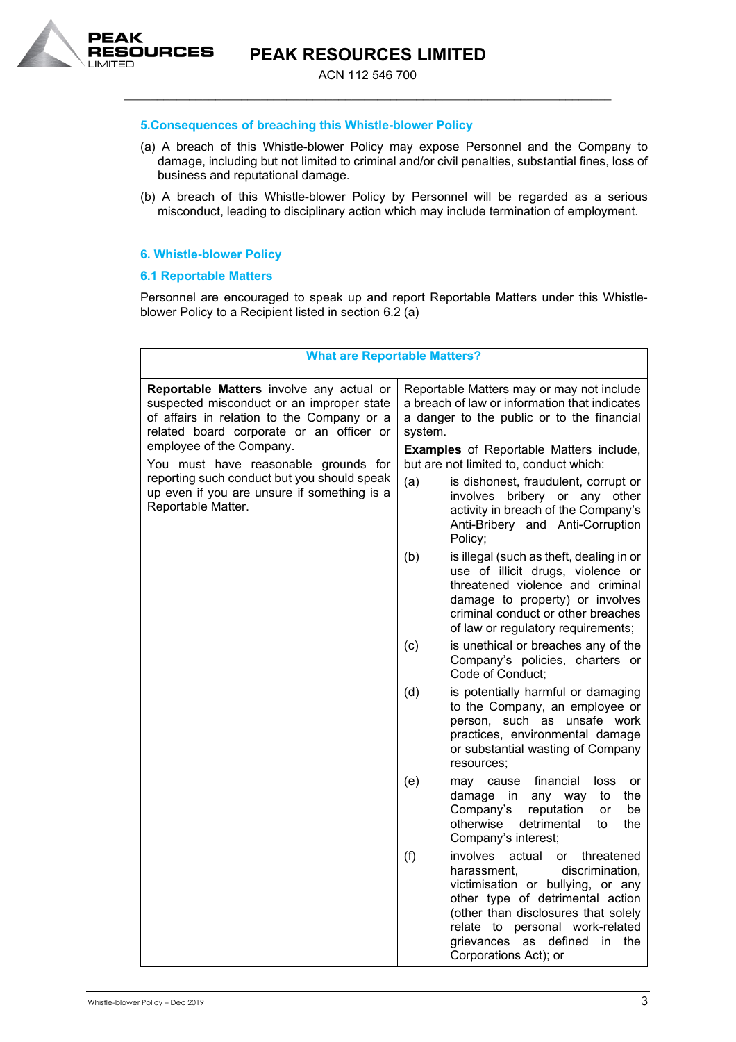## 5.Consequences of breaching this Whistle-blower Policy

(a) A breach of this Whistle-blower Policy may expose Personnel and the Company to damage, including but not limited to criminal and/or civil penalties, substantial fines, loss of business and reputational damage.

(b) A breach of this Whistle-blower Policy by Personnel will be regarded as a serious misconduct, leading to disciplinary action which may include termination of employment.

## 6. Whistle-blower Policy

### 6.1 Reportable Matters

Personnel are encouraged to speak up and report Reportable Matters under this Whistle-blower Policy to a Recipient listed in section 6.2 (a)

| What are Reportable Matters? | |
|---|---|
| **Reportable Matters** involve any actual or suspected misconduct or an improper state of affairs in relation to the Company or a related board corporate or an officer or employee of the Company.<br><br>You must have reasonable grounds for reporting such conduct but you should speak up even if you are unsure if something is a Reportable Matter. | Reportable Matters may or may not include a breach of law or information that indicates a danger to the public or to the financial system.<br><br>**Examples** of Reportable Matters include, but are not limited to, conduct which:<br><br>(a) is dishonest, fraudulent, corrupt or involves bribery or any other activity in breach of the Company's Anti-Bribery and Anti-Corruption Policy;<br><br>(b) is illegal (such as theft, dealing in or use of illicit drugs, violence or threatened violence and criminal damage to property) or involves criminal conduct or other breaches of law or regulatory requirements;<br><br>(c) is unethical or breaches any of the Company's policies, charters or Code of Conduct;<br><br>(d) is potentially harmful or damaging to the Company, an employee or person, such as unsafe work practices, environmental damage or substantial wasting of Company resources;<br><br>(e) may cause financial loss or damage in any way to the Company's reputation or be otherwise detrimental to the Company's interest;<br><br>(f) involves actual or threatened harassment, discrimination, victimisation or bullying, or any other type of detrimental action (other than disclosures that solely relate to personal work-related grievances as defined in the Corporations Act); or |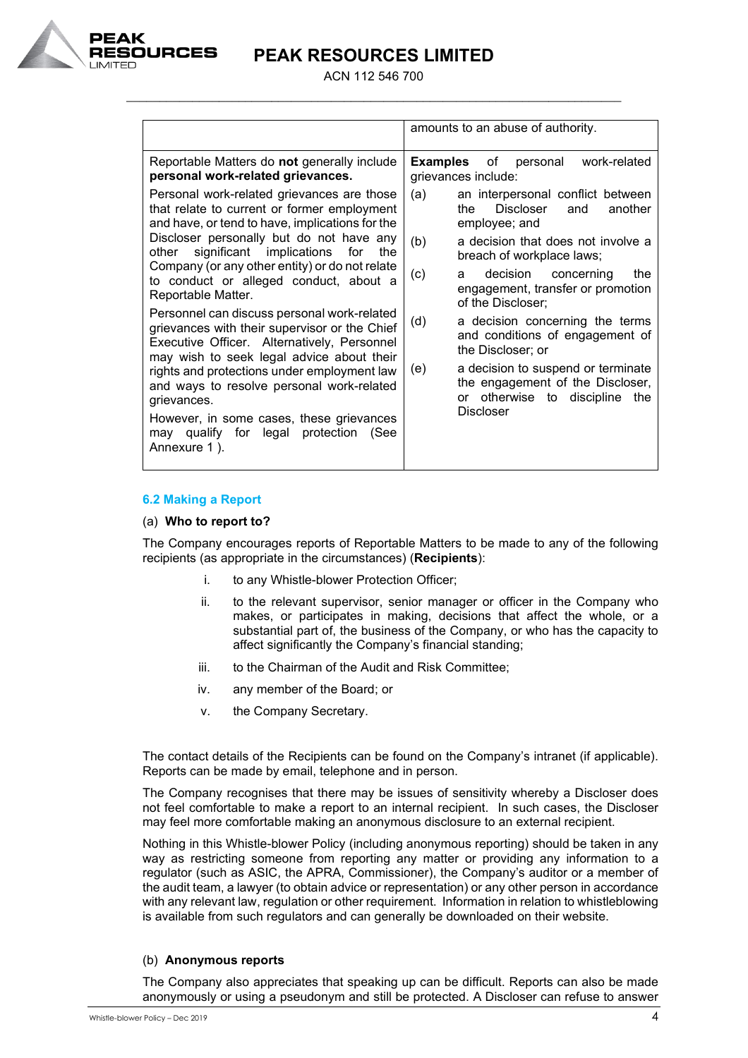| | amounts to an abuse of authority. |
|---|---|
| Reportable Matters do **not** generally include **personal work-related grievances.**<br><br>Personal work-related grievances are those that relate to current or former employment and have, or tend to have, implications for the Discloser personally but do not have any other significant implications for the Company (or any other entity) or do not relate to conduct or alleged conduct, about a Reportable Matter.<br><br>Personnel can discuss personal work-related grievances with their supervisor or the Chief Executive Officer. Alternatively, Personnel may wish to seek legal advice about their rights and protections under employment law and ways to resolve personal work-related grievances.<br><br>However, in some cases, these grievances may qualify for legal protection (See Annexure 1 ). | **Examples** of personal work-related grievances include:<br><br>(a) an interpersonal conflict between the Discloser and another employee; and<br><br>(b) a decision that does not involve a breach of workplace laws;<br><br>(c) a decision concerning the engagement, transfer or promotion of the Discloser;<br><br>(d) a decision concerning the terms and conditions of engagement of the Discloser; or<br><br>(e) a decision to suspend or terminate the engagement of the Discloser, or otherwise to discipline the Discloser |

### 6.2 Making a Report

(a) **Who to report to?**

The Company encourages reports of Reportable Matters to be made to any of the following recipients (as appropriate in the circumstances) (**Recipients**):

i. to any Whistle-blower Protection Officer;

ii. to the relevant supervisor, senior manager or officer in the Company who makes, or participates in making, decisions that affect the whole, or a substantial part of, the business of the Company, or who has the capacity to affect significantly the Company's financial standing;

iii. to the Chairman of the Audit and Risk Committee;

iv. any member of the Board; or

v. the Company Secretary.

The contact details of the Recipients can be found on the Company's intranet (if applicable). Reports can be made by email, telephone and in person.

The Company recognises that there may be issues of sensitivity whereby a Discloser does not feel comfortable to make a report to an internal recipient. In such cases, the Discloser may feel more comfortable making an anonymous disclosure to an external recipient.

Nothing in this Whistle-blower Policy (including anonymous reporting) should be taken in any way as restricting someone from reporting any matter or providing any information to a regulator (such as ASIC, the APRA, Commissioner), the Company's auditor or a member of the audit team, a lawyer (to obtain advice or representation) or any other person in accordance with any relevant law, regulation or other requirement. Information in relation to whistleblowing is available from such regulators and can generally be downloaded on their website.

(b) **Anonymous reports**

The Company also appreciates that speaking up can be difficult. Reports can also be made anonymously or using a pseudonym and still be protected. A Discloser can refuse to answer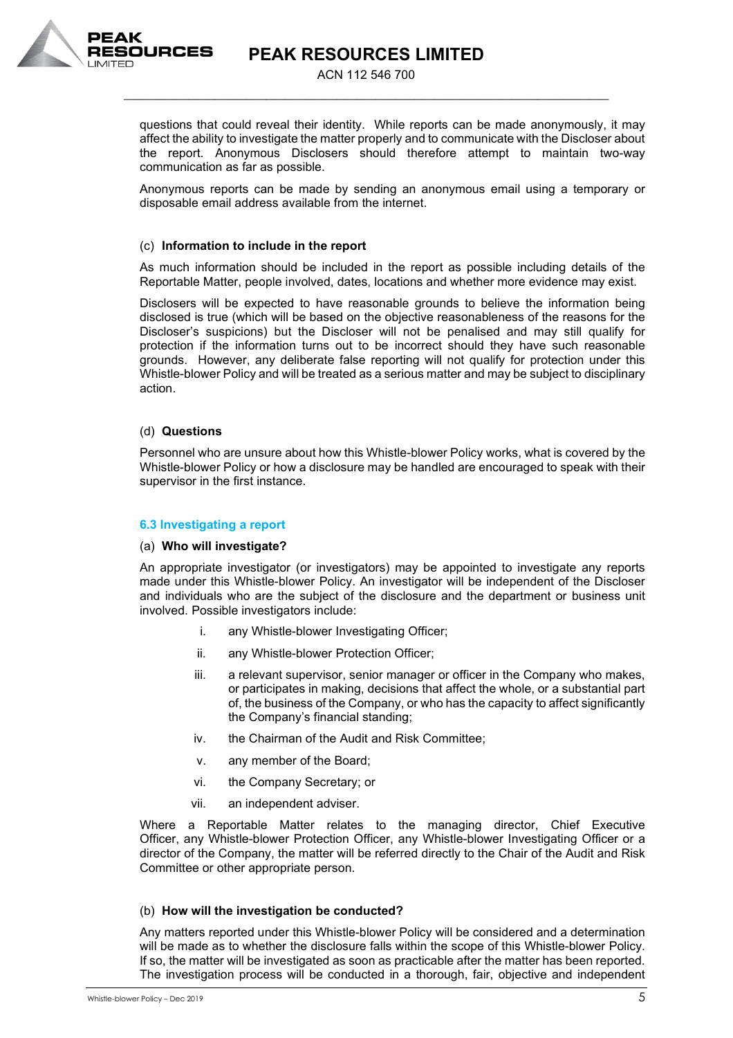questions that could reveal their identity. While reports can be made anonymously, it may affect the ability to investigate the matter properly and to communicate with the Discloser about the report. Anonymous Disclosers should therefore attempt to maintain two-way communication as far as possible.

Anonymous reports can be made by sending an anonymous email using a temporary or disposable email address available from the internet.

(c) **Information to include in the report**

As much information should be included in the report as possible including details of the Reportable Matter, people involved, dates, locations and whether more evidence may exist.

Disclosers will be expected to have reasonable grounds to believe the information being disclosed is true (which will be based on the objective reasonableness of the reasons for the Discloser's suspicions) but the Discloser will not be penalised and may still qualify for protection if the information turns out to be incorrect should they have such reasonable grounds. However, any deliberate false reporting will not qualify for protection under this Whistle-blower Policy and will be treated as a serious matter and may be subject to disciplinary action.

(d) **Questions**

Personnel who are unsure about how this Whistle-blower Policy works, what is covered by the Whistle-blower Policy or how a disclosure may be handled are encouraged to speak with their supervisor in the first instance.

### 6.3 Investigating a report

(a) **Who will investigate?**

An appropriate investigator (or investigators) may be appointed to investigate any reports made under this Whistle-blower Policy. An investigator will be independent of the Discloser and individuals who are the subject of the disclosure and the department or business unit involved. Possible investigators include:

i. any Whistle-blower Investigating Officer;

ii. any Whistle-blower Protection Officer;

iii. a relevant supervisor, senior manager or officer in the Company who makes, or participates in making, decisions that affect the whole, or a substantial part of, the business of the Company, or who has the capacity to affect significantly the Company's financial standing;

iv. the Chairman of the Audit and Risk Committee;

v. any member of the Board;

vi. the Company Secretary; or

vii. an independent adviser.

Where a Reportable Matter relates to the managing director, Chief Executive Officer, any Whistle-blower Protection Officer, any Whistle-blower Investigating Officer or a director of the Company, the matter will be referred directly to the Chair of the Audit and Risk Committee or other appropriate person.

(b) **How will the investigation be conducted?**

Any matters reported under this Whistle-blower Policy will be considered and a determination will be made as to whether the disclosure falls within the scope of this Whistle-blower Policy. If so, the matter will be investigated as soon as practicable after the matter has been reported. The investigation process will be conducted in a thorough, fair, objective and independent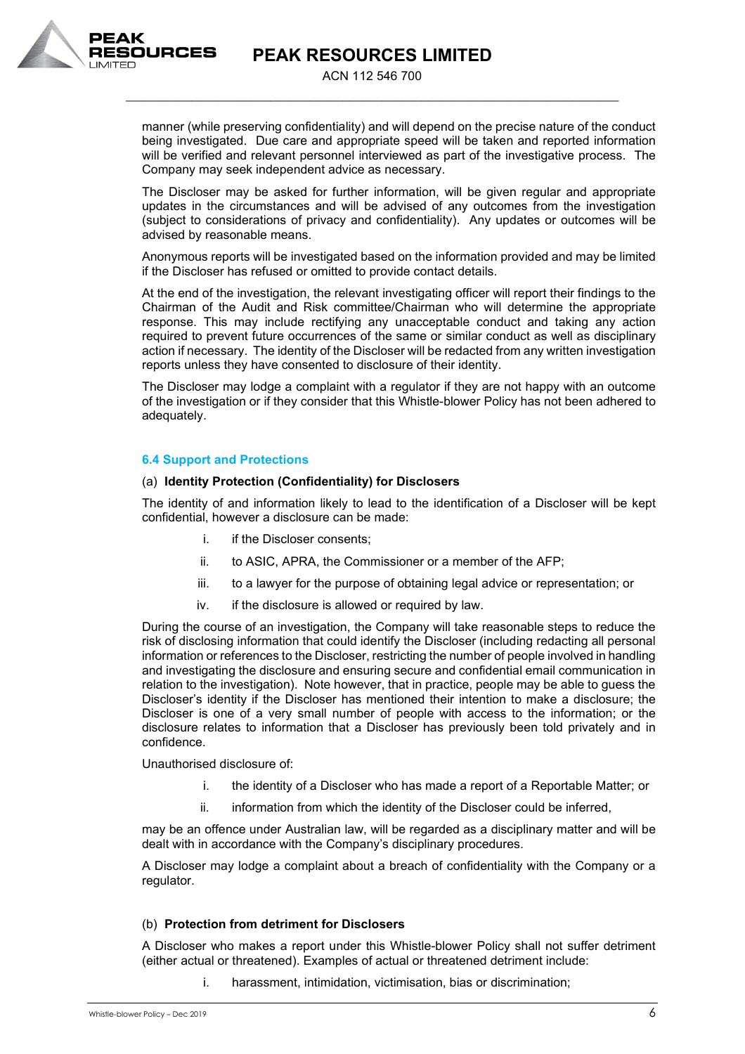manner (while preserving confidentiality) and will depend on the precise nature of the conduct being investigated. Due care and appropriate speed will be taken and reported information will be verified and relevant personnel interviewed as part of the investigative process. The Company may seek independent advice as necessary.

The Discloser may be asked for further information, will be given regular and appropriate updates in the circumstances and will be advised of any outcomes from the investigation (subject to considerations of privacy and confidentiality). Any updates or outcomes will be advised by reasonable means.

Anonymous reports will be investigated based on the information provided and may be limited if the Discloser has refused or omitted to provide contact details.

At the end of the investigation, the relevant investigating officer will report their findings to the Chairman of the Audit and Risk committee/Chairman who will determine the appropriate response. This may include rectifying any unacceptable conduct and taking any action required to prevent future occurrences of the same or similar conduct as well as disciplinary action if necessary. The identity of the Discloser will be redacted from any written investigation reports unless they have consented to disclosure of their identity.

The Discloser may lodge a complaint with a regulator if they are not happy with an outcome of the investigation or if they consider that this Whistle-blower Policy has not been adhered to adequately.

### 6.4 Support and Protections

(a) **Identity Protection (Confidentiality) for Disclosers**

The identity of and information likely to lead to the identification of a Discloser will be kept confidential, however a disclosure can be made:

i. if the Discloser consents;

ii. to ASIC, APRA, the Commissioner or a member of the AFP;

iii. to a lawyer for the purpose of obtaining legal advice or representation; or

iv. if the disclosure is allowed or required by law.

During the course of an investigation, the Company will take reasonable steps to reduce the risk of disclosing information that could identify the Discloser (including redacting all personal information or references to the Discloser, restricting the number of people involved in handling and investigating the disclosure and ensuring secure and confidential email communication in relation to the investigation). Note however, that in practice, people may be able to guess the Discloser's identity if the Discloser has mentioned their intention to make a disclosure; the Discloser is one of a very small number of people with access to the information; or the disclosure relates to information that a Discloser has previously been told privately and in confidence.

Unauthorised disclosure of:

i. the identity of a Discloser who has made a report of a Reportable Matter; or

ii. information from which the identity of the Discloser could be inferred,

may be an offence under Australian law, will be regarded as a disciplinary matter and will be dealt with in accordance with the Company's disciplinary procedures.

A Discloser may lodge a complaint about a breach of confidentiality with the Company or a regulator.

(b) **Protection from detriment for Disclosers**

A Discloser who makes a report under this Whistle-blower Policy shall not suffer detriment (either actual or threatened). Examples of actual or threatened detriment include:

i. harassment, intimidation, victimisation, bias or discrimination;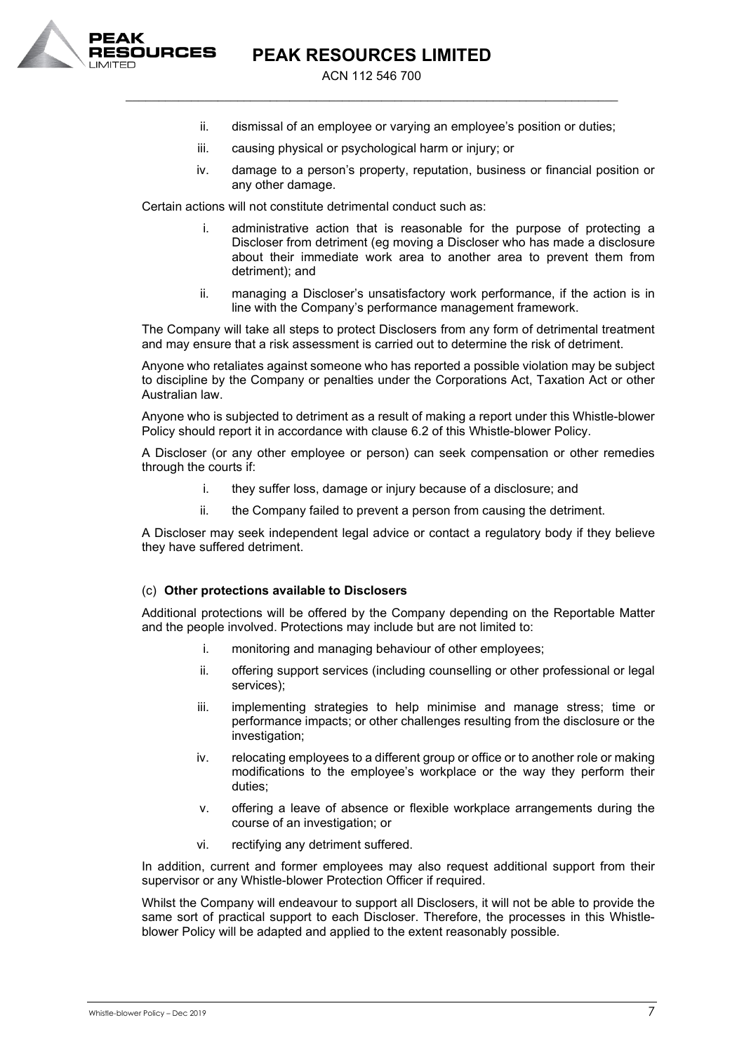ii. dismissal of an employee or varying an employee's position or duties;

iii. causing physical or psychological harm or injury; or

iv. damage to a person's property, reputation, business or financial position or any other damage.

Certain actions will not constitute detrimental conduct such as:

i. administrative action that is reasonable for the purpose of protecting a Discloser from detriment (eg moving a Discloser who has made a disclosure about their immediate work area to another area to prevent them from detriment); and

ii. managing a Discloser's unsatisfactory work performance, if the action is in line with the Company's performance management framework.

The Company will take all steps to protect Disclosers from any form of detrimental treatment and may ensure that a risk assessment is carried out to determine the risk of detriment.

Anyone who retaliates against someone who has reported a possible violation may be subject to discipline by the Company or penalties under the Corporations Act, Taxation Act or other Australian law.

Anyone who is subjected to detriment as a result of making a report under this Whistle-blower Policy should report it in accordance with clause 6.2 of this Whistle-blower Policy.

A Discloser (or any other employee or person) can seek compensation or other remedies through the courts if:

i. they suffer loss, damage or injury because of a disclosure; and

ii. the Company failed to prevent a person from causing the detriment.

A Discloser may seek independent legal advice or contact a regulatory body if they believe they have suffered detriment.

(c) **Other protections available to Disclosers**

Additional protections will be offered by the Company depending on the Reportable Matter and the people involved. Protections may include but are not limited to:

i. monitoring and managing behaviour of other employees;

ii. offering support services (including counselling or other professional or legal services);

iii. implementing strategies to help minimise and manage stress; time or performance impacts; or other challenges resulting from the disclosure or the investigation;

iv. relocating employees to a different group or office or to another role or making modifications to the employee's workplace or the way they perform their duties;

v. offering a leave of absence or flexible workplace arrangements during the course of an investigation; or

vi. rectifying any detriment suffered.

In addition, current and former employees may also request additional support from their supervisor or any Whistle-blower Protection Officer if required.

Whilst the Company will endeavour to support all Disclosers, it will not be able to provide the same sort of practical support to each Discloser. Therefore, the processes in this Whistle-blower Policy will be adapted and applied to the extent reasonably possible.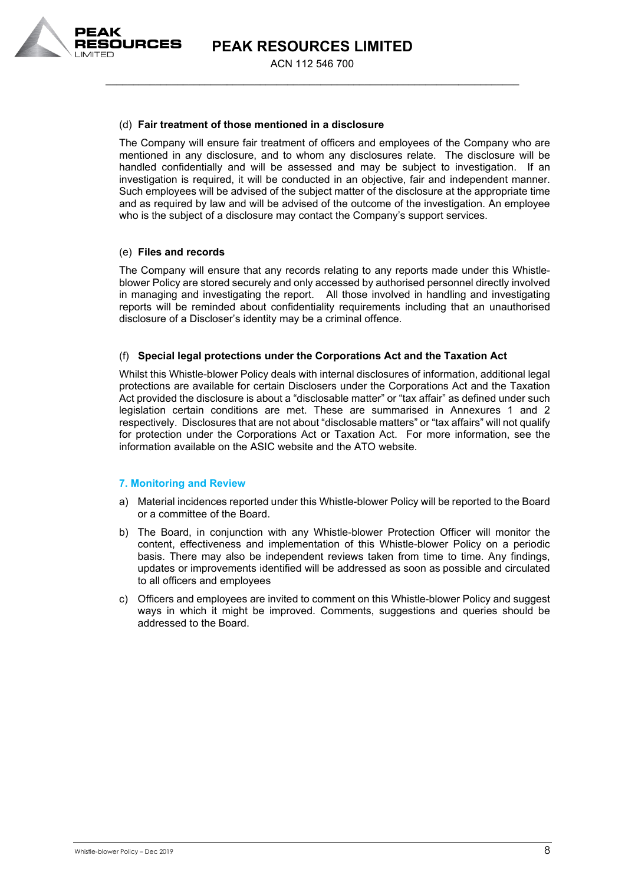(d) **Fair treatment of those mentioned in a disclosure**

The Company will ensure fair treatment of officers and employees of the Company who are mentioned in any disclosure, and to whom any disclosures relate. The disclosure will be handled confidentially and will be assessed and may be subject to investigation. If an investigation is required, it will be conducted in an objective, fair and independent manner. Such employees will be advised of the subject matter of the disclosure at the appropriate time and as required by law and will be advised of the outcome of the investigation. An employee who is the subject of a disclosure may contact the Company's support services.

(e) **Files and records**

The Company will ensure that any records relating to any reports made under this Whistle-blower Policy are stored securely and only accessed by authorised personnel directly involved in managing and investigating the report. All those involved in handling and investigating reports will be reminded about confidentiality requirements including that an unauthorised disclosure of a Discloser's identity may be a criminal offence.

(f) **Special legal protections under the Corporations Act and the Taxation Act**

Whilst this Whistle-blower Policy deals with internal disclosures of information, additional legal protections are available for certain Disclosers under the Corporations Act and the Taxation Act provided the disclosure is about a "disclosable matter" or "tax affair" as defined under such legislation certain conditions are met. These are summarised in Annexures 1 and 2 respectively. Disclosures that are not about "disclosable matters" or "tax affairs" will not qualify for protection under the Corporations Act or Taxation Act. For more information, see the information available on the ASIC website and the ATO website.

## 7. Monitoring and Review

a) Material incidences reported under this Whistle-blower Policy will be reported to the Board or a committee of the Board.

b) The Board, in conjunction with any Whistle-blower Protection Officer will monitor the content, effectiveness and implementation of this Whistle-blower Policy on a periodic basis. There may also be independent reviews taken from time to time. Any findings, updates or improvements identified will be addressed as soon as possible and circulated to all officers and employees

c) Officers and employees are invited to comment on this Whistle-blower Policy and suggest ways in which it might be improved. Comments, suggestions and queries should be addressed to the Board.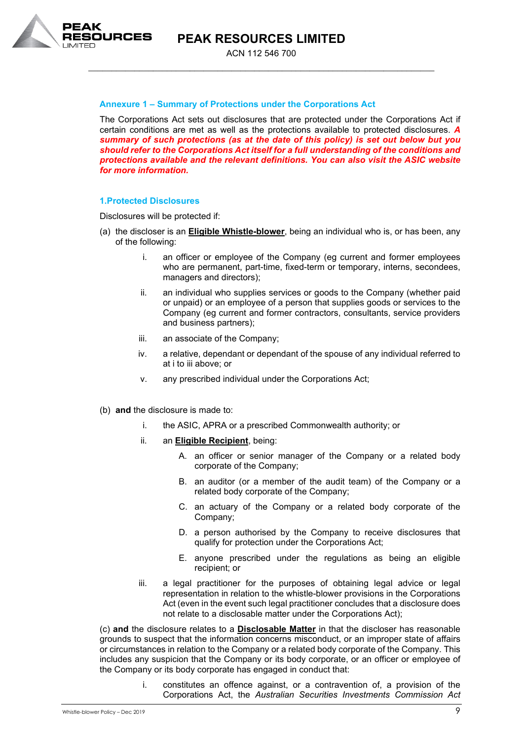## Annexure 1 – Summary of Protections under the Corporations Act

The Corporations Act sets out disclosures that are protected under the Corporations Act if certain conditions are met as well as the protections available to protected disclosures. ***A summary of such protections (as at the date of this policy) is set out below but you should refer to the Corporations Act itself for a full understanding of the conditions and protections available and the relevant definitions. You can also visit the ASIC website for more information.***

### 1.Protected Disclosures

Disclosures will be protected if:

(a) the discloser is an **Eligible Whistle-blower**, being an individual who is, or has been, any of the following:

i. an officer or employee of the Company (eg current and former employees who are permanent, part-time, fixed-term or temporary, interns, secondees, managers and directors);

ii. an individual who supplies services or goods to the Company (whether paid or unpaid) or an employee of a person that supplies goods or services to the Company (eg current and former contractors, consultants, service providers and business partners);

iii. an associate of the Company;

iv. a relative, dependant or dependant of the spouse of any individual referred to at i to iii above; or

v. any prescribed individual under the Corporations Act;

(b) **and** the disclosure is made to:

i. the ASIC, APRA or a prescribed Commonwealth authority; or

ii. an **Eligible Recipient**, being:

A. an officer or senior manager of the Company or a related body corporate of the Company;

B. an auditor (or a member of the audit team) of the Company or a related body corporate of the Company;

C. an actuary of the Company or a related body corporate of the Company;

D. a person authorised by the Company to receive disclosures that qualify for protection under the Corporations Act;

E. anyone prescribed under the regulations as being an eligible recipient; or

iii. a legal practitioner for the purposes of obtaining legal advice or legal representation in relation to the whistle-blower provisions in the Corporations Act (even in the event such legal practitioner concludes that a disclosure does not relate to a disclosable matter under the Corporations Act);

(c) **and** the disclosure relates to a **Disclosable Matter** in that the discloser has reasonable grounds to suspect that the information concerns misconduct, or an improper state of affairs or circumstances in relation to the Company or a related body corporate of the Company. This includes any suspicion that the Company or its body corporate, or an officer or employee of the Company or its body corporate has engaged in conduct that:

i. constitutes an offence against, or a contravention of, a provision of the Corporations Act, the *Australian Securities Investments Commission Act*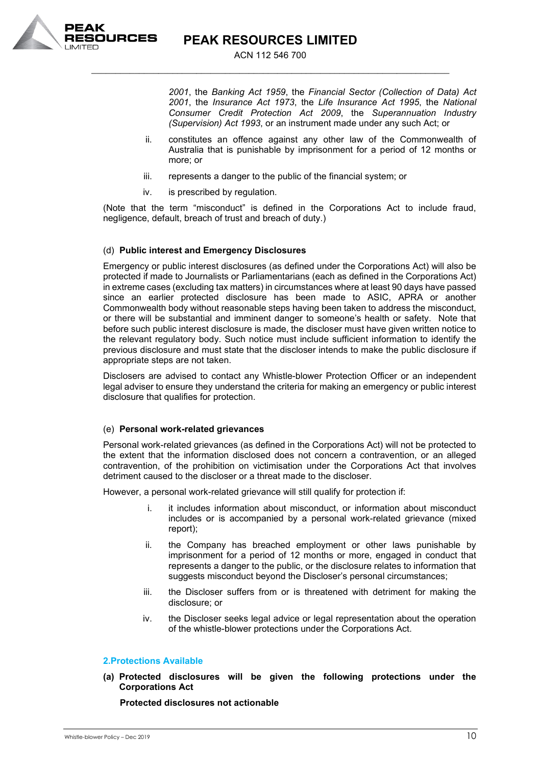*2001*, the *Banking Act 1959*, the *Financial Sector (Collection of Data) Act 2001*, the *Insurance Act 1973*, the *Life Insurance Act 1995*, the *National Consumer Credit Protection Act 2009*, the *Superannuation Industry (Supervision) Act 1993*, or an instrument made under any such Act; or

ii. constitutes an offence against any other law of the Commonwealth of Australia that is punishable by imprisonment for a period of 12 months or more; or

iii. represents a danger to the public of the financial system; or

iv. is prescribed by regulation.

(Note that the term "misconduct" is defined in the Corporations Act to include fraud, negligence, default, breach of trust and breach of duty.)

(d) **Public interest and Emergency Disclosures**

Emergency or public interest disclosures (as defined under the Corporations Act) will also be protected if made to Journalists or Parliamentarians (each as defined in the Corporations Act) in extreme cases (excluding tax matters) in circumstances where at least 90 days have passed since an earlier protected disclosure has been made to ASIC, APRA or another Commonwealth body without reasonable steps having been taken to address the misconduct, or there will be substantial and imminent danger to someone's health or safety. Note that before such public interest disclosure is made, the discloser must have given written notice to the relevant regulatory body. Such notice must include sufficient information to identify the previous disclosure and must state that the discloser intends to make the public disclosure if appropriate steps are not taken.

Disclosers are advised to contact any Whistle-blower Protection Officer or an independent legal adviser to ensure they understand the criteria for making an emergency or public interest disclosure that qualifies for protection.

(e) **Personal work-related grievances**

Personal work-related grievances (as defined in the Corporations Act) will not be protected to the extent that the information disclosed does not concern a contravention, or an alleged contravention, of the prohibition on victimisation under the Corporations Act that involves detriment caused to the discloser or a threat made to the discloser.

However, a personal work-related grievance will still qualify for protection if:

i. it includes information about misconduct, or information about misconduct includes or is accompanied by a personal work-related grievance (mixed report);

ii. the Company has breached employment or other laws punishable by imprisonment for a period of 12 months or more, engaged in conduct that represents a danger to the public, or the disclosure relates to information that suggests misconduct beyond the Discloser's personal circumstances;

iii. the Discloser suffers from or is threatened with detriment for making the disclosure; or

iv. the Discloser seeks legal advice or legal representation about the operation of the whistle-blower protections under the Corporations Act.

## 2.Protections Available

**(a) Protected disclosures will be given the following protections under the Corporations Act**

**Protected disclosures not actionable**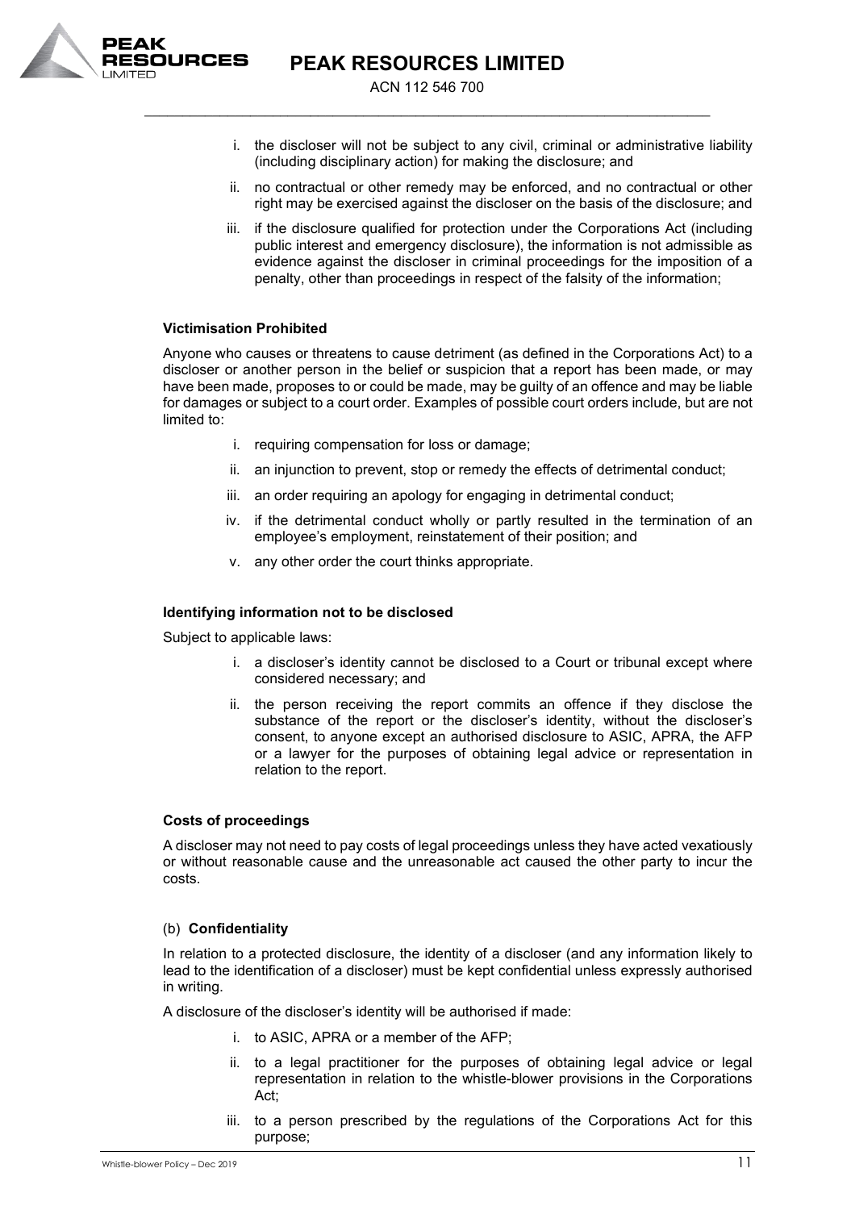i. the discloser will not be subject to any civil, criminal or administrative liability (including disciplinary action) for making the disclosure; and

ii. no contractual or other remedy may be enforced, and no contractual or other right may be exercised against the discloser on the basis of the disclosure; and

iii. if the disclosure qualified for protection under the Corporations Act (including public interest and emergency disclosure), the information is not admissible as evidence against the discloser in criminal proceedings for the imposition of a penalty, other than proceedings in respect of the falsity of the information;

**Victimisation Prohibited**

Anyone who causes or threatens to cause detriment (as defined in the Corporations Act) to a discloser or another person in the belief or suspicion that a report has been made, or may have been made, proposes to or could be made, may be guilty of an offence and may be liable for damages or subject to a court order. Examples of possible court orders include, but are not limited to:

i. requiring compensation for loss or damage;

ii. an injunction to prevent, stop or remedy the effects of detrimental conduct;

iii. an order requiring an apology for engaging in detrimental conduct;

iv. if the detrimental conduct wholly or partly resulted in the termination of an employee's employment, reinstatement of their position; and

v. any other order the court thinks appropriate.

**Identifying information not to be disclosed**

Subject to applicable laws:

i. a discloser's identity cannot be disclosed to a Court or tribunal except where considered necessary; and

ii. the person receiving the report commits an offence if they disclose the substance of the report or the discloser's identity, without the discloser's consent, to anyone except an authorised disclosure to ASIC, APRA, the AFP or a lawyer for the purposes of obtaining legal advice or representation in relation to the report.

**Costs of proceedings**

A discloser may not need to pay costs of legal proceedings unless they have acted vexatiously or without reasonable cause and the unreasonable act caused the other party to incur the costs.

(b) **Confidentiality**

In relation to a protected disclosure, the identity of a discloser (and any information likely to lead to the identification of a discloser) must be kept confidential unless expressly authorised in writing.

A disclosure of the discloser's identity will be authorised if made:

i. to ASIC, APRA or a member of the AFP;

ii. to a legal practitioner for the purposes of obtaining legal advice or legal representation in relation to the whistle-blower provisions in the Corporations Act;

iii. to a person prescribed by the regulations of the Corporations Act for this purpose;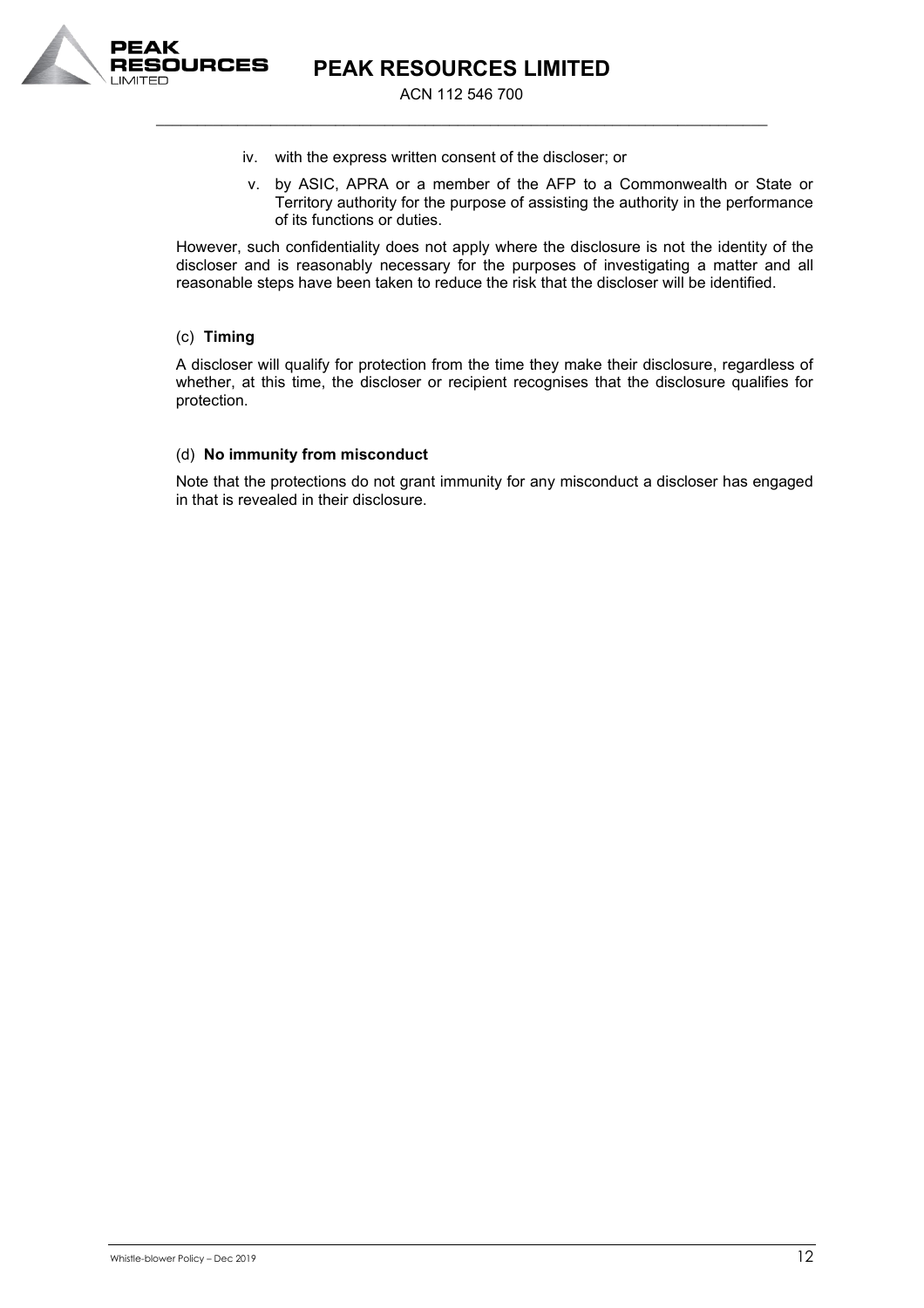iv. with the express written consent of the discloser; or

v. by ASIC, APRA or a member of the AFP to a Commonwealth or State or Territory authority for the purpose of assisting the authority in the performance of its functions or duties.

However, such confidentiality does not apply where the disclosure is not the identity of the discloser and is reasonably necessary for the purposes of investigating a matter and all reasonable steps have been taken to reduce the risk that the discloser will be identified.

(c) **Timing**

A discloser will qualify for protection from the time they make their disclosure, regardless of whether, at this time, the discloser or recipient recognises that the disclosure qualifies for protection.

(d) **No immunity from misconduct**

Note that the protections do not grant immunity for any misconduct a discloser has engaged in that is revealed in their disclosure.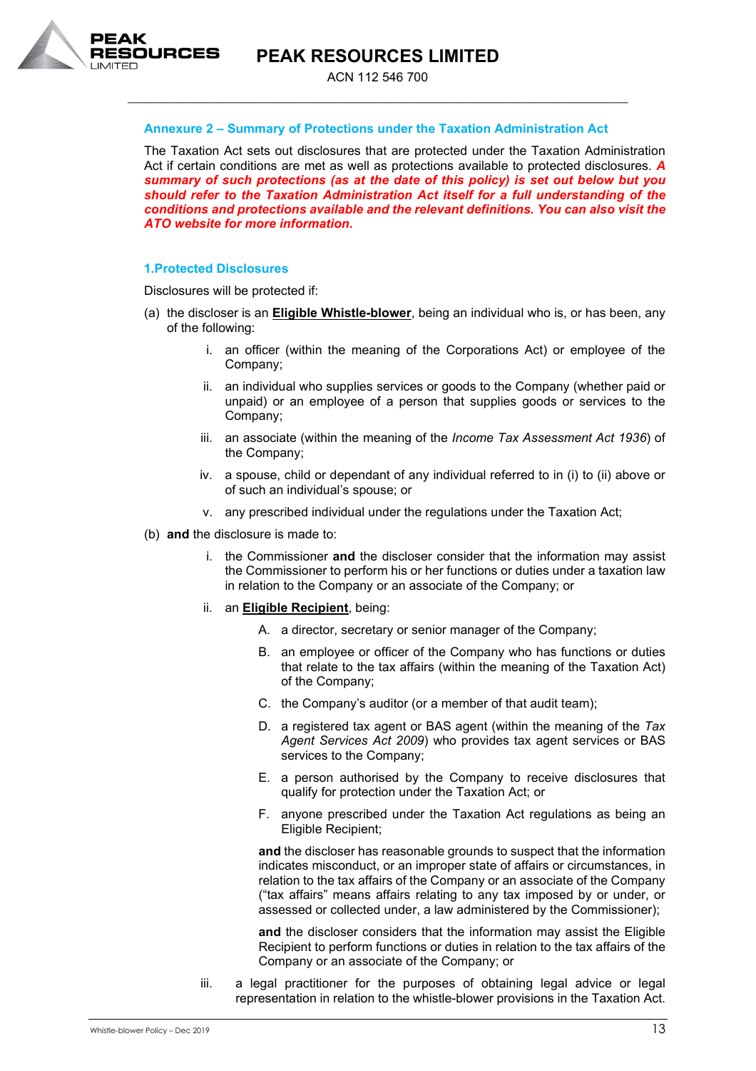## Annexure 2 – Summary of Protections under the Taxation Administration Act

The Taxation Act sets out disclosures that are protected under the Taxation Administration Act if certain conditions are met as well as protections available to protected disclosures. ***A summary of such protections (as at the date of this policy) is set out below but you should refer to the Taxation Administration Act itself for a full understanding of the conditions and protections available and the relevant definitions. You can also visit the ATO website for more information.***

### 1. Protected Disclosures

Disclosures will be protected if:

(a) the discloser is an **Eligible Whistle-blower**, being an individual who is, or has been, any of the following:

  i. an officer (within the meaning of the Corporations Act) or employee of the Company;

  ii. an individual who supplies services or goods to the Company (whether paid or unpaid) or an employee of a person that supplies goods or services to the Company;

  iii. an associate (within the meaning of the *Income Tax Assessment Act 1936*) of the Company;

  iv. a spouse, child or dependant of any individual referred to in (i) to (ii) above or of such an individual's spouse; or

  v. any prescribed individual under the regulations under the Taxation Act;

(b) **and** the disclosure is made to:

  i. the Commissioner **and** the discloser consider that the information may assist the Commissioner to perform his or her functions or duties under a taxation law in relation to the Company or an associate of the Company; or

  ii. an **Eligible Recipient**, being:

    A. a director, secretary or senior manager of the Company;

    B. an employee or officer of the Company who has functions or duties that relate to the tax affairs (within the meaning of the Taxation Act) of the Company;

    C. the Company's auditor (or a member of that audit team);

    D. a registered tax agent or BAS agent (within the meaning of the *Tax Agent Services Act 2009*) who provides tax agent services or BAS services to the Company;

    E. a person authorised by the Company to receive disclosures that qualify for protection under the Taxation Act; or

    F. anyone prescribed under the Taxation Act regulations as being an Eligible Recipient;

  **and** the discloser has reasonable grounds to suspect that the information indicates misconduct, or an improper state of affairs or circumstances, in relation to the tax affairs of the Company or an associate of the Company ("tax affairs" means affairs relating to any tax imposed by or under, or assessed or collected under, a law administered by the Commissioner);

  **and** the discloser considers that the information may assist the Eligible Recipient to perform functions or duties in relation to the tax affairs of the Company or an associate of the Company; or

  iii. a legal practitioner for the purposes of obtaining legal advice or legal representation in relation to the whistle-blower provisions in the Taxation Act.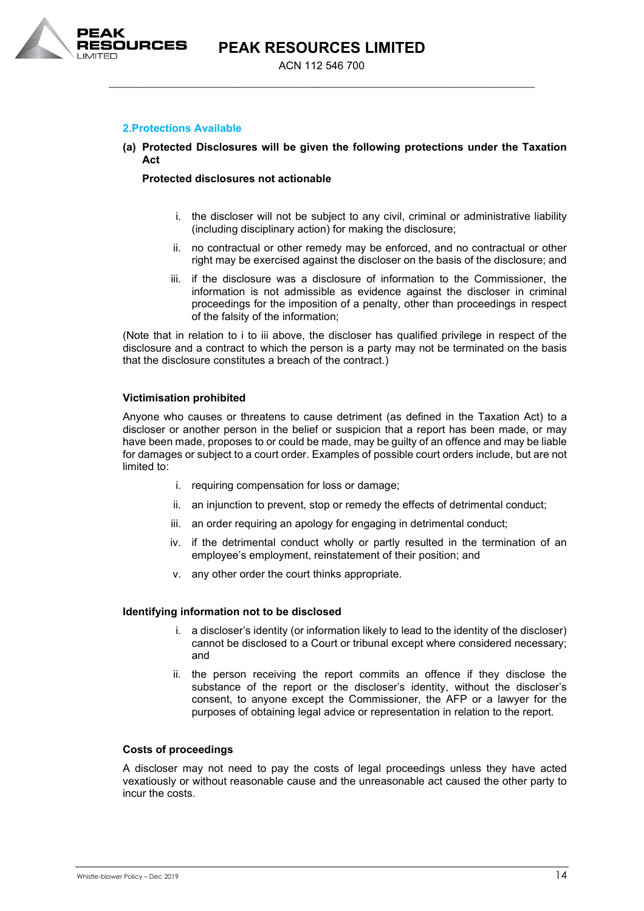## 2.Protections Available

**(a) Protected Disclosures will be given the following protections under the Taxation Act**

**Protected disclosures not actionable**

i. the discloser will not be subject to any civil, criminal or administrative liability (including disciplinary action) for making the disclosure;

ii. no contractual or other remedy may be enforced, and no contractual or other right may be exercised against the discloser on the basis of the disclosure; and

iii. if the disclosure was a disclosure of information to the Commissioner, the information is not admissible as evidence against the discloser in criminal proceedings for the imposition of a penalty, other than proceedings in respect of the falsity of the information;

(Note that in relation to i to iii above, the discloser has qualified privilege in respect of the disclosure and a contract to which the person is a party may not be terminated on the basis that the disclosure constitutes a breach of the contract.)

**Victimisation prohibited**

Anyone who causes or threatens to cause detriment (as defined in the Taxation Act) to a discloser or another person in the belief or suspicion that a report has been made, or may have been made, proposes to or could be made, may be guilty of an offence and may be liable for damages or subject to a court order. Examples of possible court orders include, but are not limited to:

i. requiring compensation for loss or damage;

ii. an injunction to prevent, stop or remedy the effects of detrimental conduct;

iii. an order requiring an apology for engaging in detrimental conduct;

iv. if the detrimental conduct wholly or partly resulted in the termination of an employee's employment, reinstatement of their position; and

v. any other order the court thinks appropriate.

**Identifying information not to be disclosed**

i. a discloser's identity (or information likely to lead to the identity of the discloser) cannot be disclosed to a Court or tribunal except where considered necessary; and

ii. the person receiving the report commits an offence if they disclose the substance of the report or the discloser's identity, without the discloser's consent, to anyone except the Commissioner, the AFP or a lawyer for the purposes of obtaining legal advice or representation in relation to the report.

**Costs of proceedings**

A discloser may not need to pay the costs of legal proceedings unless they have acted vexatiously or without reasonable cause and the unreasonable act caused the other party to incur the costs.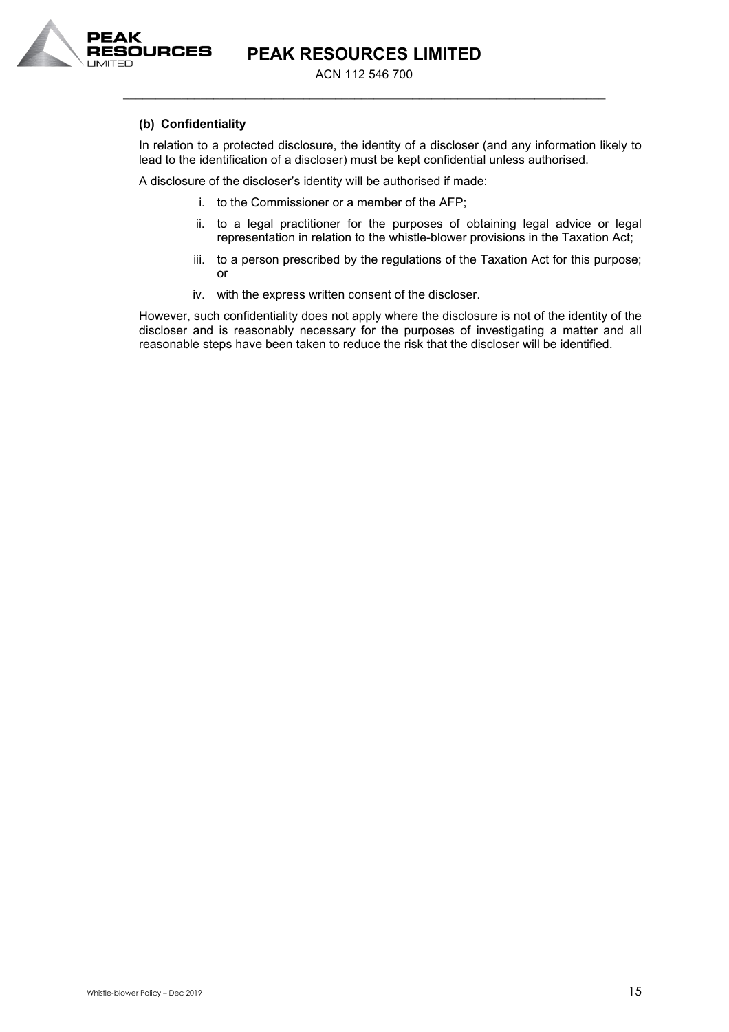### (b) Confidentiality

In relation to a protected disclosure, the identity of a discloser (and any information likely to lead to the identification of a discloser) must be kept confidential unless authorised.

A disclosure of the discloser's identity will be authorised if made:

i. to the Commissioner or a member of the AFP;

ii. to a legal practitioner for the purposes of obtaining legal advice or legal representation in relation to the whistle-blower provisions in the Taxation Act;

iii. to a person prescribed by the regulations of the Taxation Act for this purpose; or

iv. with the express written consent of the discloser.

However, such confidentiality does not apply where the disclosure is not of the identity of the discloser and is reasonably necessary for the purposes of investigating a matter and all reasonable steps have been taken to reduce the risk that the discloser will be identified.